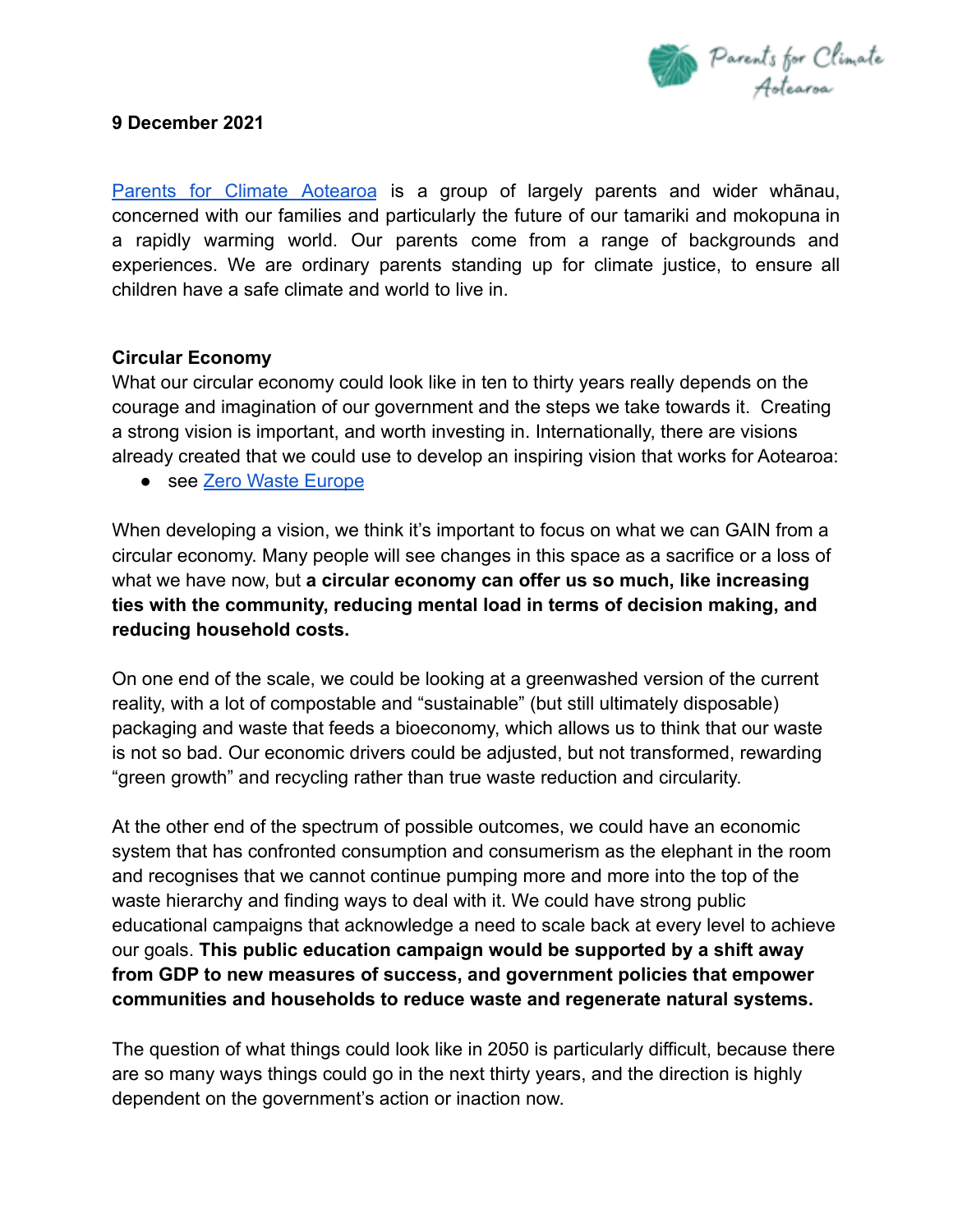**9 December 2021**

Parents for Climate Aotearoa is a group of largely parents and wider whānau, concerned with our families and particularly the future of our tamariki and mokopuna in a rapidly warming world. Our parents come from a range of backgrounds and experiences. We are ordinary parents standing up for climate justice, to ensure all children have a safe climate and world to live in.

## Circular Economy

What our circular economy could look like in ten to thirty years really depends on the courage and imagination of our government and the steps we take towards it. Creating a strong vision is important, and worth investing in. Internationally, there are visions already created that we could use to develop an inspiring vision that works for Aotearoa:

- see Zero Waste Europe

When developing a vision, we think it's important to focus on what we can GAIN from a circular economy. Many people will see changes in this space as a sacrifice or a loss of what we have now, but **a circular economy can offer us so much, like increasing ties with the community, reducing mental load in terms of decision making, and reducing household costs.**

On one end of the scale, we could be looking at a greenwashed version of the current reality, with a lot of compostable and "sustainable" (but still ultimately disposable) packaging and waste that feeds a bioeconomy, which allows us to think that our waste is not so bad. Our economic drivers could be adjusted, but not transformed, rewarding "green growth" and recycling rather than true waste reduction and circularity.

At the other end of the spectrum of possible outcomes, we could have an economic system that has confronted consumption and consumerism as the elephant in the room and recognises that we cannot continue pumping more and more into the top of the waste hierarchy and finding ways to deal with it. We could have strong public educational campaigns that acknowledge a need to scale back at every level to achieve our goals. **This public education campaign would be supported by a shift away from GDP to new measures of success, and government policies that empower communities and households to reduce waste and regenerate natural systems.**

The question of what things could look like in 2050 is particularly difficult, because there are so many ways things could go in the next thirty years, and the direction is highly dependent on the government's action or inaction now.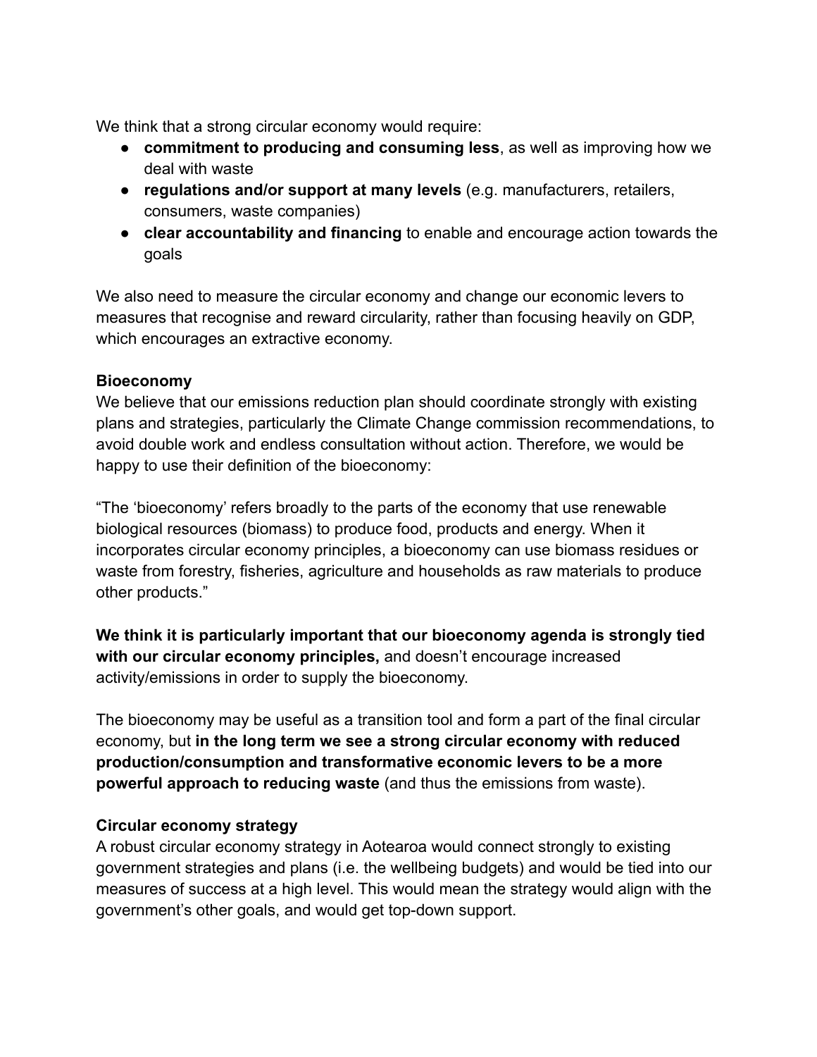We think that a strong circular economy would require:

- **commitment to producing and consuming less**, as well as improving how we deal with waste
- **regulations and/or support at many levels** (e.g. manufacturers, retailers, consumers, waste companies)
- **clear accountability and financing** to enable and encourage action towards the goals

We also need to measure the circular economy and change our economic levers to measures that recognise and reward circularity, rather than focusing heavily on GDP, which encourages an extractive economy.

**Bioeconomy**

We believe that our emissions reduction plan should coordinate strongly with existing plans and strategies, particularly the Climate Change commission recommendations, to avoid double work and endless consultation without action. Therefore, we would be happy to use their definition of the bioeconomy:

"The 'bioeconomy' refers broadly to the parts of the economy that use renewable biological resources (biomass) to produce food, products and energy. When it incorporates circular economy principles, a bioeconomy can use biomass residues or waste from forestry, fisheries, agriculture and households as raw materials to produce other products."

**We think it is particularly important that our bioeconomy agenda is strongly tied with our circular economy principles,** and doesn't encourage increased activity/emissions in order to supply the bioeconomy.

The bioeconomy may be useful as a transition tool and form a part of the final circular economy, but **in the long term we see a strong circular economy with reduced production/consumption and transformative economic levers to be a more powerful approach to reducing waste** (and thus the emissions from waste).

**Circular economy strategy**

A robust circular economy strategy in Aotearoa would connect strongly to existing government strategies and plans (i.e. the wellbeing budgets) and would be tied into our measures of success at a high level. This would mean the strategy would align with the government's other goals, and would get top-down support.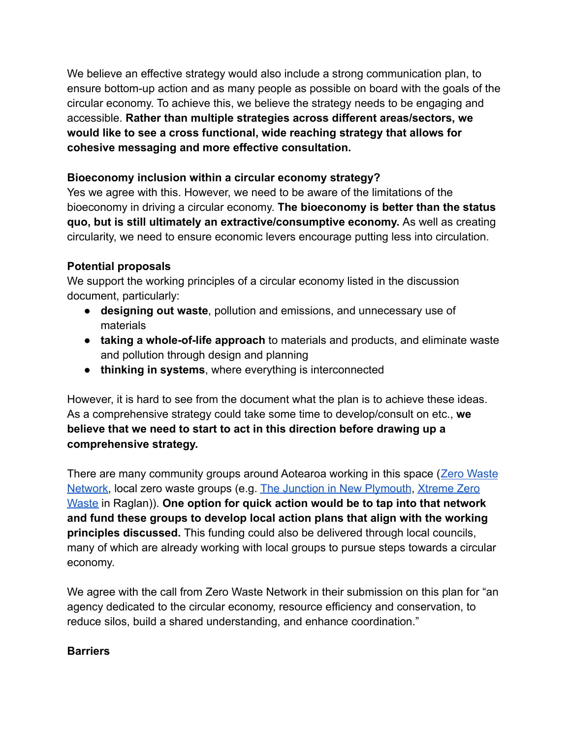We believe an effective strategy would also include a strong communication plan, to ensure bottom-up action and as many people as possible on board with the goals of the circular economy. To achieve this, we believe the strategy needs to be engaging and accessible. **Rather than multiple strategies across different areas/sectors, we would like to see a cross functional, wide reaching strategy that allows for cohesive messaging and more effective consultation.**

**Bioeconomy inclusion within a circular economy strategy?**

Yes we agree with this. However, we need to be aware of the limitations of the bioeconomy in driving a circular economy. **The bioeconomy is better than the status quo, but is still ultimately an extractive/consumptive economy.** As well as creating circularity, we need to ensure economic levers encourage putting less into circulation.

**Potential proposals**

We support the working principles of a circular economy listed in the discussion document, particularly:

- **designing out waste**, pollution and emissions, and unnecessary use of materials
- **taking a whole-of-life approach** to materials and products, and eliminate waste and pollution through design and planning
- **thinking in systems**, where everything is interconnected

However, it is hard to see from the document what the plan is to achieve these ideas. As a comprehensive strategy could take some time to develop/consult on etc., **we believe that we need to start to act in this direction before drawing up a comprehensive strategy.**

There are many community groups around Aotearoa working in this space (Zero Waste Network, local zero waste groups (e.g. The Junction in New Plymouth, Xtreme Zero Waste in Raglan)). **One option for quick action would be to tap into that network and fund these groups to develop local action plans that align with the working principles discussed.** This funding could also be delivered through local councils, many of which are already working with local groups to pursue steps towards a circular economy.

We agree with the call from Zero Waste Network in their submission on this plan for "an agency dedicated to the circular economy, resource efficiency and conservation, to reduce silos, build a shared understanding, and enhance coordination."

**Barriers**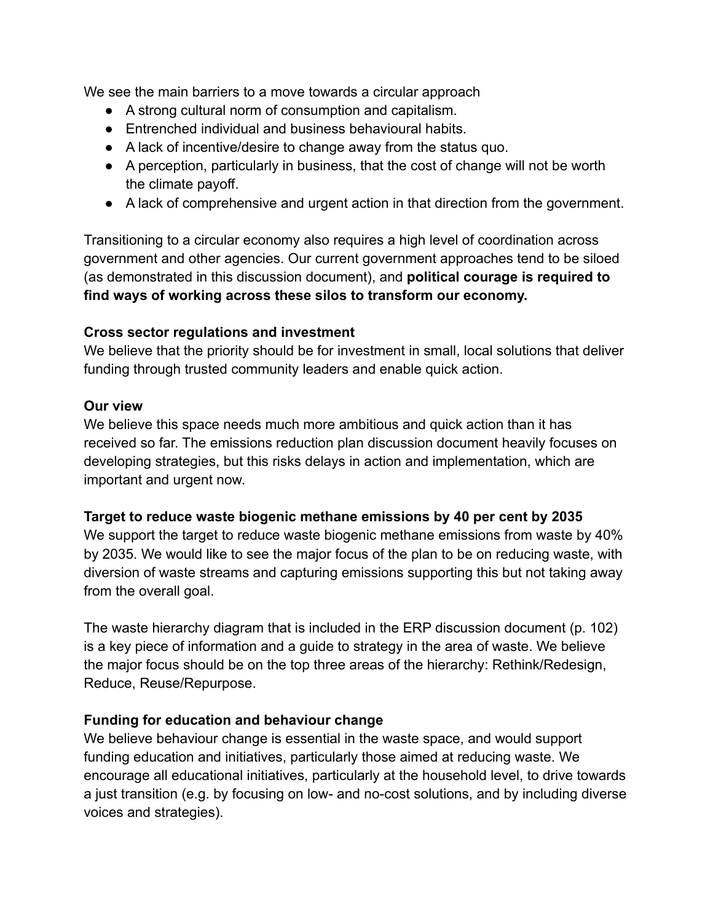We see the main barriers to a move towards a circular approach

- A strong cultural norm of consumption and capitalism.
- Entrenched individual and business behavioural habits.
- A lack of incentive/desire to change away from the status quo.
- A perception, particularly in business, that the cost of change will not be worth the climate payoff.
- A lack of comprehensive and urgent action in that direction from the government.

Transitioning to a circular economy also requires a high level of coordination across government and other agencies. Our current government approaches tend to be siloed (as demonstrated in this discussion document), and **political courage is required to find ways of working across these silos to transform our economy.**

**Cross sector regulations and investment**

We believe that the priority should be for investment in small, local solutions that deliver funding through trusted community leaders and enable quick action.

**Our view**

We believe this space needs much more ambitious and quick action than it has received so far. The emissions reduction plan discussion document heavily focuses on developing strategies, but this risks delays in action and implementation, which are important and urgent now.

**Target to reduce waste biogenic methane emissions by 40 per cent by 2035**

We support the target to reduce waste biogenic methane emissions from waste by 40% by 2035. We would like to see the major focus of the plan to be on reducing waste, with diversion of waste streams and capturing emissions supporting this but not taking away from the overall goal.

The waste hierarchy diagram that is included in the ERP discussion document (p. 102) is a key piece of information and a guide to strategy in the area of waste. We believe the major focus should be on the top three areas of the hierarchy: Rethink/Redesign, Reduce, Reuse/Repurpose.

**Funding for education and behaviour change**

We believe behaviour change is essential in the waste space, and would support funding education and initiatives, particularly those aimed at reducing waste. We encourage all educational initiatives, particularly at the household level, to drive towards a just transition (e.g. by focusing on low- and no-cost solutions, and by including diverse voices and strategies).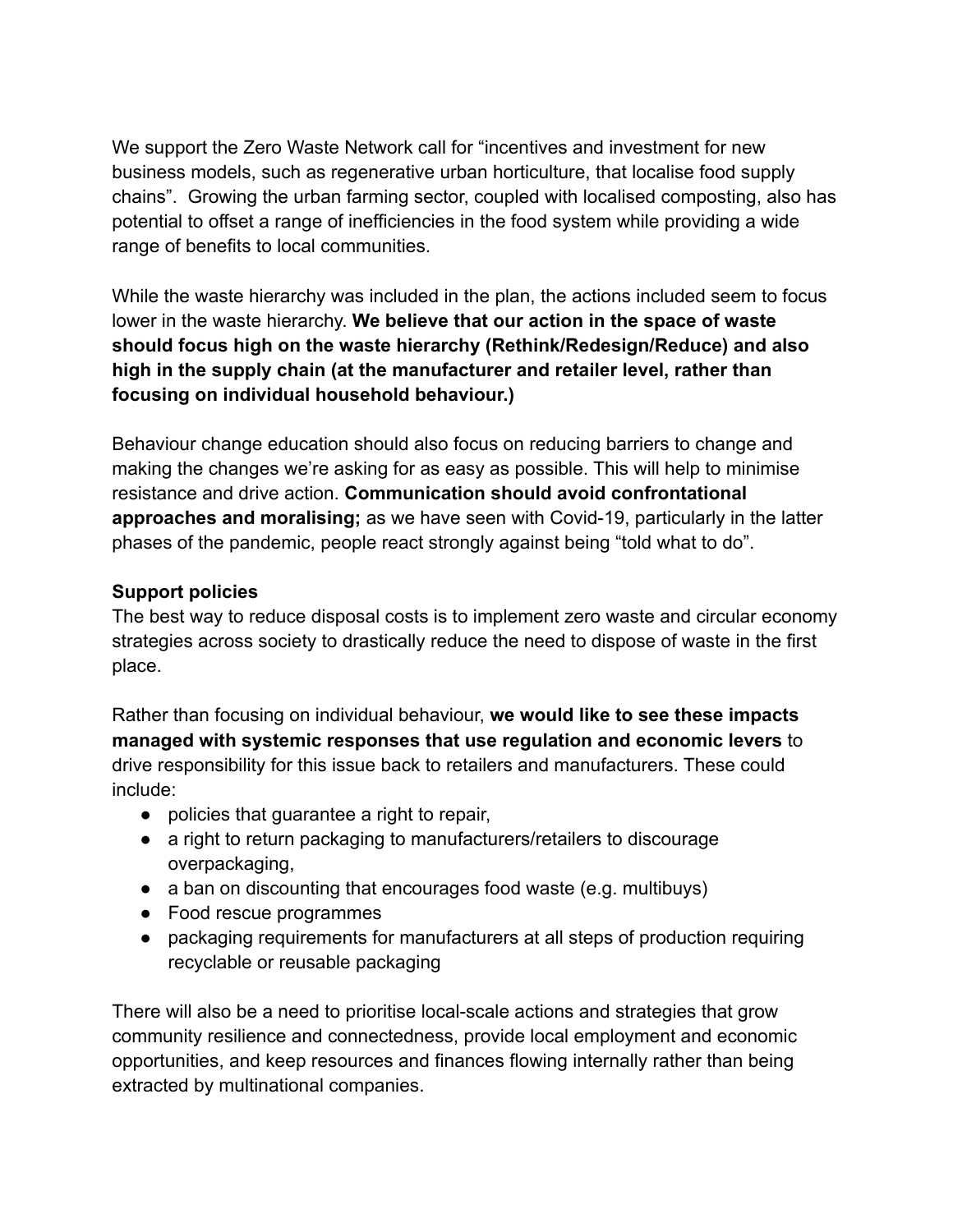We support the Zero Waste Network call for "incentives and investment for new business models, such as regenerative urban horticulture, that localise food supply chains". Growing the urban farming sector, coupled with localised composting, also has potential to offset a range of inefficiencies in the food system while providing a wide range of benefits to local communities.

While the waste hierarchy was included in the plan, the actions included seem to focus lower in the waste hierarchy. **We believe that our action in the space of waste should focus high on the waste hierarchy (Rethink/Redesign/Reduce) and also high in the supply chain (at the manufacturer and retailer level, rather than focusing on individual household behaviour.)**

Behaviour change education should also focus on reducing barriers to change and making the changes we're asking for as easy as possible. This will help to minimise resistance and drive action. **Communication should avoid confrontational approaches and moralising;** as we have seen with Covid-19, particularly in the latter phases of the pandemic, people react strongly against being "told what to do".

**Support policies**

The best way to reduce disposal costs is to implement zero waste and circular economy strategies across society to drastically reduce the need to dispose of waste in the first place.

Rather than focusing on individual behaviour, **we would like to see these impacts managed with systemic responses that use regulation and economic levers** to drive responsibility for this issue back to retailers and manufacturers. These could include:

- policies that guarantee a right to repair,
- a right to return packaging to manufacturers/retailers to discourage overpackaging,
- a ban on discounting that encourages food waste (e.g. multibuys)
- Food rescue programmes
- packaging requirements for manufacturers at all steps of production requiring recyclable or reusable packaging

There will also be a need to prioritise local-scale actions and strategies that grow community resilience and connectedness, provide local employment and economic opportunities, and keep resources and finances flowing internally rather than being extracted by multinational companies.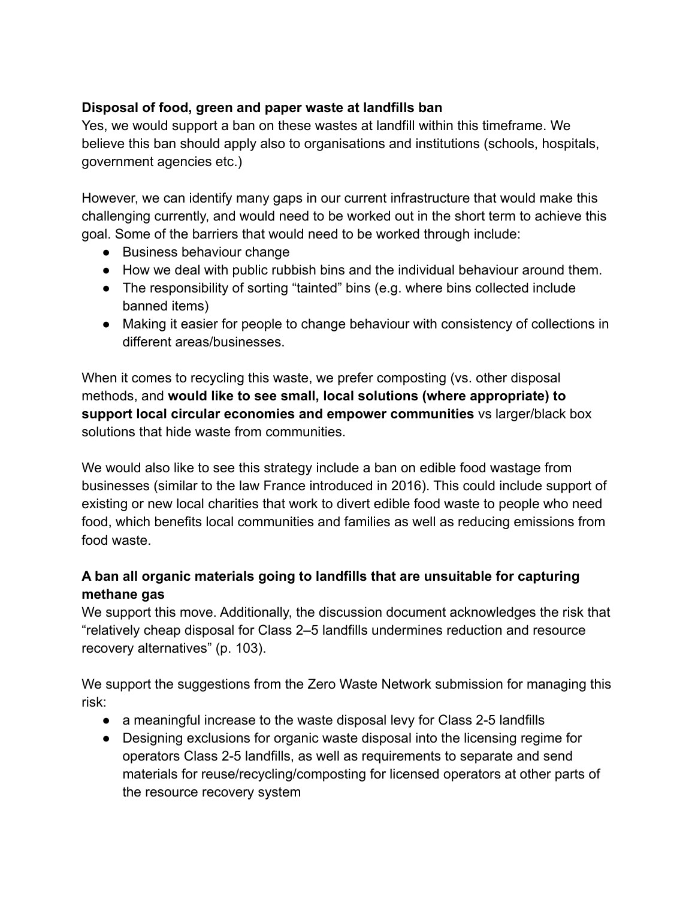**Disposal of food, green and paper waste at landfills ban**

Yes, we would support a ban on these wastes at landfill within this timeframe. We believe this ban should apply also to organisations and institutions (schools, hospitals, government agencies etc.)

However, we can identify many gaps in our current infrastructure that would make this challenging currently, and would need to be worked out in the short term to achieve this goal. Some of the barriers that would need to be worked through include:

- Business behaviour change
- How we deal with public rubbish bins and the individual behaviour around them.
- The responsibility of sorting "tainted" bins (e.g. where bins collected include banned items)
- Making it easier for people to change behaviour with consistency of collections in different areas/businesses.

When it comes to recycling this waste, we prefer composting (vs. other disposal methods, and **would like to see small, local solutions (where appropriate) to support local circular economies and empower communities** vs larger/black box solutions that hide waste from communities.

We would also like to see this strategy include a ban on edible food wastage from businesses (similar to the law France introduced in 2016). This could include support of existing or new local charities that work to divert edible food waste to people who need food, which benefits local communities and families as well as reducing emissions from food waste.

**A ban all organic materials going to landfills that are unsuitable for capturing methane gas**

We support this move. Additionally, the discussion document acknowledges the risk that "relatively cheap disposal for Class 2–5 landfills undermines reduction and resource recovery alternatives" (p. 103).

We support the suggestions from the Zero Waste Network submission for managing this risk:

- a meaningful increase to the waste disposal levy for Class 2-5 landfills
- Designing exclusions for organic waste disposal into the licensing regime for operators Class 2-5 landfills, as well as requirements to separate and send materials for reuse/recycling/composting for licensed operators at other parts of the resource recovery system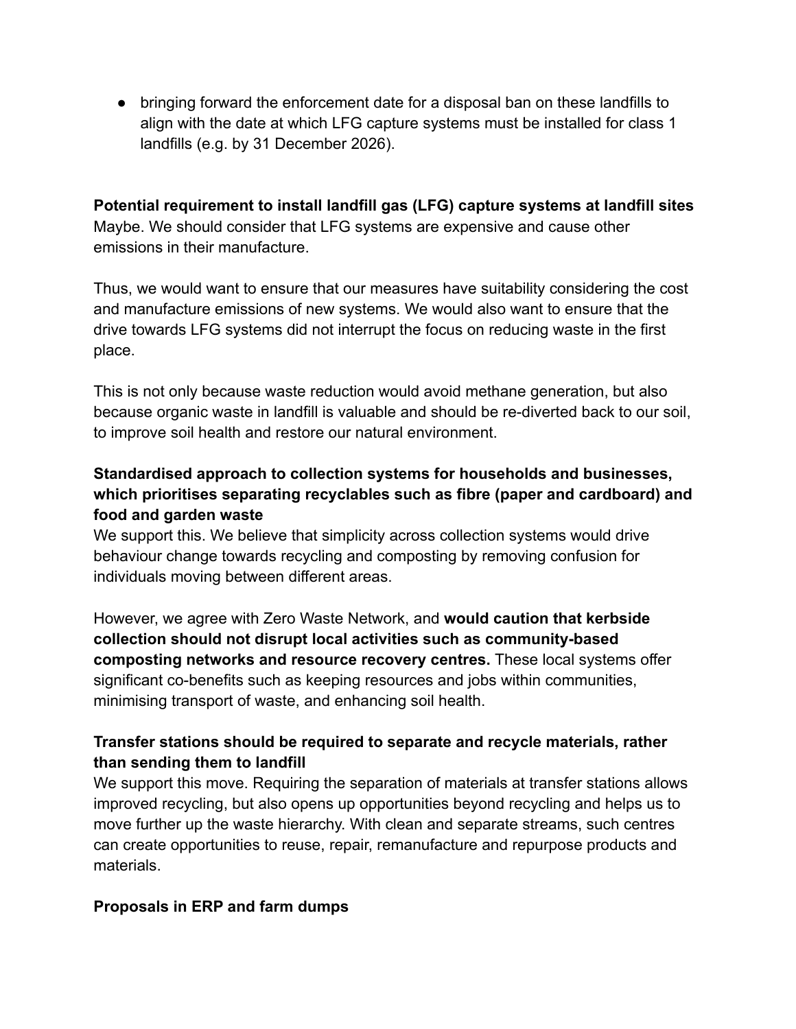- bringing forward the enforcement date for a disposal ban on these landfills to align with the date at which LFG capture systems must be installed for class 1 landfills (e.g. by 31 December 2026).

**Potential requirement to install landfill gas (LFG) capture systems at landfill sites**
Maybe. We should consider that LFG systems are expensive and cause other emissions in their manufacture.

Thus, we would want to ensure that our measures have suitability considering the cost and manufacture emissions of new systems. We would also want to ensure that the drive towards LFG systems did not interrupt the focus on reducing waste in the first place.

This is not only because waste reduction would avoid methane generation, but also because organic waste in landfill is valuable and should be re-diverted back to our soil, to improve soil health and restore our natural environment.

**Standardised approach to collection systems for households and businesses, which prioritises separating recyclables such as fibre (paper and cardboard) and food and garden waste**
We support this. We believe that simplicity across collection systems would drive behaviour change towards recycling and composting by removing confusion for individuals moving between different areas.

However, we agree with Zero Waste Network, and **would caution that kerbside collection should not disrupt local activities such as community-based composting networks and resource recovery centres.** These local systems offer significant co-benefits such as keeping resources and jobs within communities, minimising transport of waste, and enhancing soil health.

**Transfer stations should be required to separate and recycle materials, rather than sending them to landfill**
We support this move. Requiring the separation of materials at transfer stations allows improved recycling, but also opens up opportunities beyond recycling and helps us to move further up the waste hierarchy. With clean and separate streams, such centres can create opportunities to reuse, repair, remanufacture and repurpose products and materials.

**Proposals in ERP and farm dumps**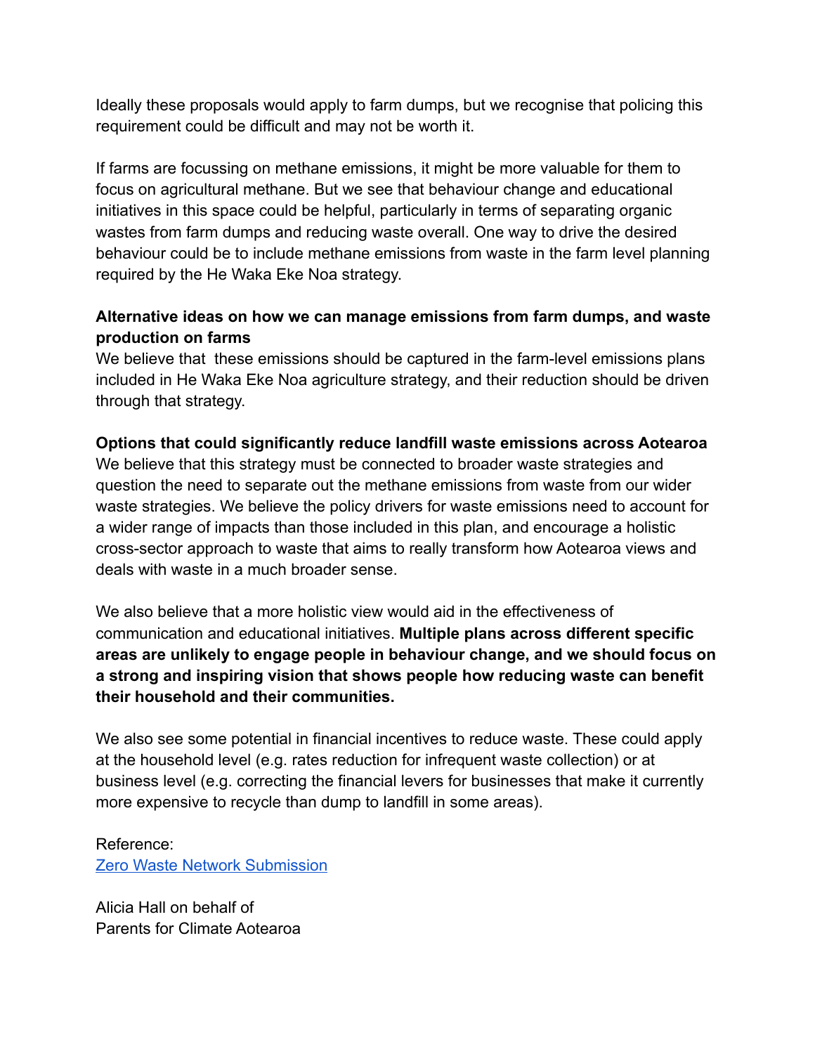Ideally these proposals would apply to farm dumps, but we recognise that policing this requirement could be difficult and may not be worth it.

If farms are focussing on methane emissions, it might be more valuable for them to focus on agricultural methane. But we see that behaviour change and educational initiatives in this space could be helpful, particularly in terms of separating organic wastes from farm dumps and reducing waste overall. One way to drive the desired behaviour could be to include methane emissions from waste in the farm level planning required by the He Waka Eke Noa strategy.

**Alternative ideas on how we can manage emissions from farm dumps, and waste production on farms**

We believe that these emissions should be captured in the farm-level emissions plans included in He Waka Eke Noa agriculture strategy, and their reduction should be driven through that strategy.

**Options that could significantly reduce landfill waste emissions across Aotearoa**

We believe that this strategy must be connected to broader waste strategies and question the need to separate out the methane emissions from waste from our wider waste strategies. We believe the policy drivers for waste emissions need to account for a wider range of impacts than those included in this plan, and encourage a holistic cross-sector approach to waste that aims to really transform how Aotearoa views and deals with waste in a much broader sense.

We also believe that a more holistic view would aid in the effectiveness of communication and educational initiatives. **Multiple plans across different specific areas are unlikely to engage people in behaviour change, and we should focus on a strong and inspiring vision that shows people how reducing waste can benefit their household and their communities.**

We also see some potential in financial incentives to reduce waste. These could apply at the household level (e.g. rates reduction for infrequent waste collection) or at business level (e.g. correcting the financial levers for businesses that make it currently more expensive to recycle than dump to landfill in some areas).

Reference:
[Zero Waste Network Submission]

Alicia Hall on behalf of
Parents for Climate Aotearoa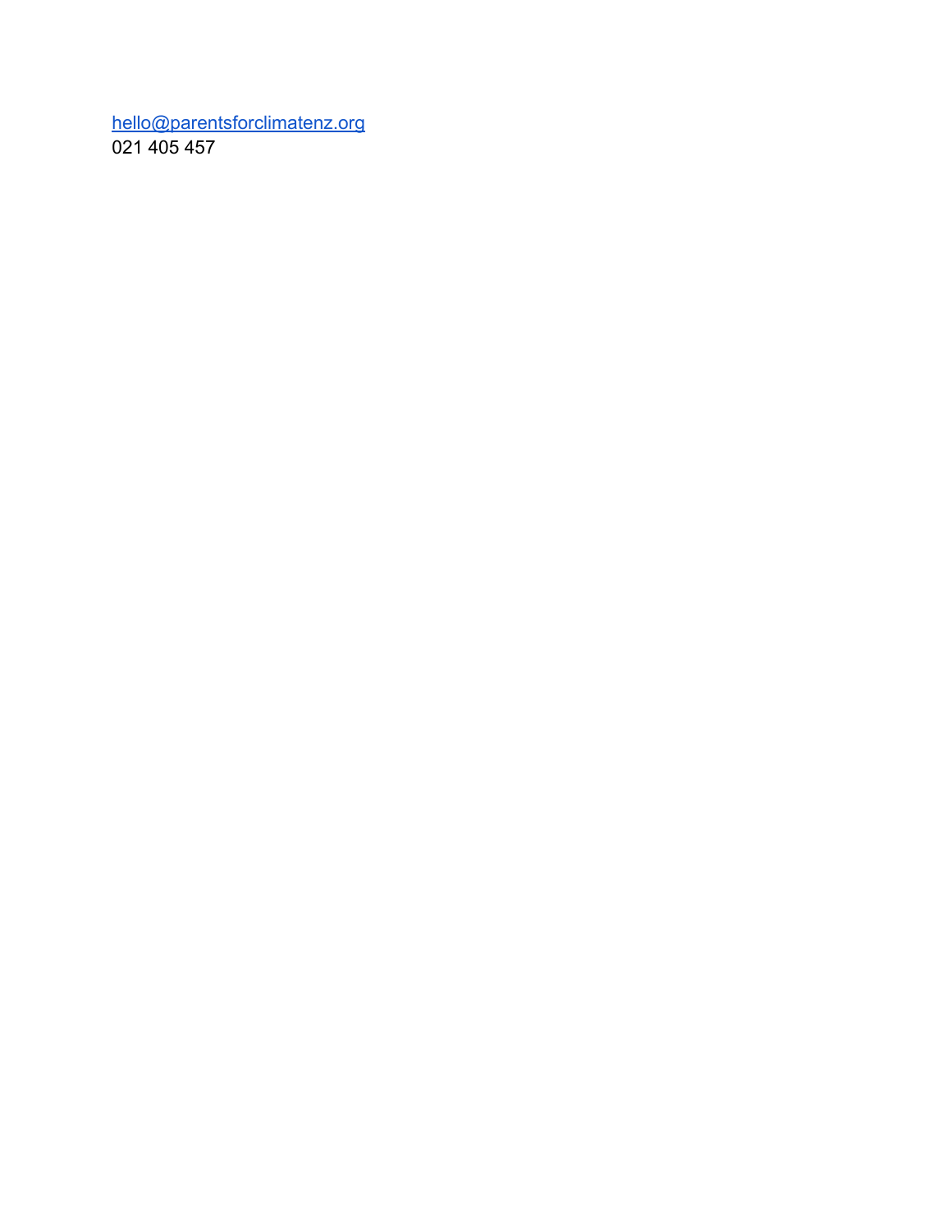[hello@parentsforclimatenz.org](mailto:hello@parentsforclimatenz.org)
021 405 457